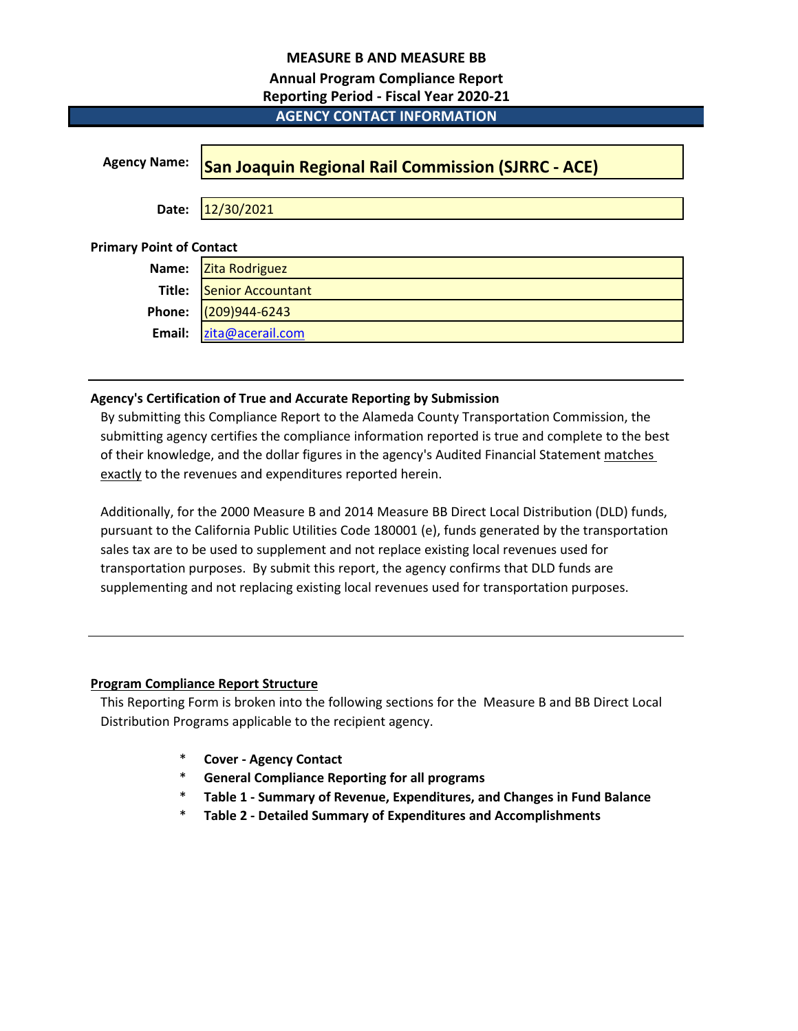# MEASURE B AND MEASURE BB

## Annual Program Compliance Report

## Reporting Period - Fiscal Year 2020-21

## AGENCY CONTACT INFORMATION

**Agency Name:** **San Joaquin Regional Rail Commission (SJRRC - ACE)**

**Date:** 12/30/2021

**Primary Point of Contact**

| | |
|---|---|
| **Name:** | Zita Rodriguez |
| **Title:** | Senior Accountant |
| **Phone:** | (209)944-6243 |
| **Email:** | zita@acerail.com |

**Agency's Certification of True and Accurate Reporting by Submission**

By submitting this Compliance Report to the Alameda County Transportation Commission, the submitting agency certifies the compliance information reported is true and complete to the best of their knowledge, and the dollar figures in the agency's Audited Financial Statement matches exactly to the revenues and expenditures reported herein.

Additionally, for the 2000 Measure B and 2014 Measure BB Direct Local Distribution (DLD) funds, pursuant to the California Public Utilities Code 180001 (e), funds generated by the transportation sales tax are to be used to supplement and not replace existing local revenues used for transportation purposes. By submit this report, the agency confirms that DLD funds are supplementing and not replacing existing local revenues used for transportation purposes.

**Program Compliance Report Structure**

This Reporting Form is broken into the following sections for the Measure B and BB Direct Local Distribution Programs applicable to the recipient agency.

- **Cover - Agency Contact**
- **General Compliance Reporting for all programs**
- **Table 1 - Summary of Revenue, Expenditures, and Changes in Fund Balance**
- **Table 2 - Detailed Summary of Expenditures and Accomplishments**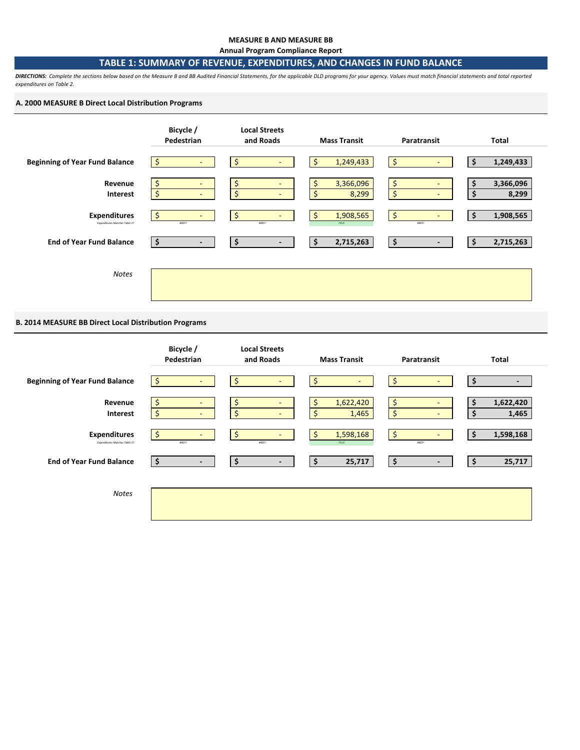**MEASURE B AND MEASURE BB**

**Annual Program Compliance Report**

## TABLE 1: SUMMARY OF REVENUE, EXPENDITURES, AND CHANGES IN FUND BALANCE

***DIRECTIONS:*** *Complete the sections below based on the Measure B and BB Audited Financial Statements, for the applicable DLD programs for your agency. Values must match financial statements and total reported expenditures on Table 2.*

### A. 2000 MEASURE B Direct Local Distribution Programs

| | Bicycle / Pedestrian | Local Streets and Roads | Mass Transit | Paratransit | Total |
|---|---|---|---|---|---|
| **Beginning of Year Fund Balance** | $ - | $ - | $ 1,249,433 | $ - | **$ 1,249,433** |
| **Revenue** | $ - | $ - | $ 3,366,096 | $ - | **$ 3,366,096** |
| **Interest** | $ - | $ - | $ 8,299 | $ - | **$ 8,299** |
| **Expenditures** | $ - | $ - | $ 1,908,565 | $ - | **$ 1,908,565** |
| *Expenditures Matches Table 2?* | #REF! | #REF! | TRUE | #REF! | |
| **End of Year Fund Balance** | **$ -** | **$ -** | **$ 2,715,263** | **$ -** | **$ 2,715,263** |

*Notes*

### B. 2014 MEASURE BB Direct Local Distribution Programs

| | Bicycle / Pedestrian | Local Streets and Roads | Mass Transit | Paratransit | Total |
|---|---|---|---|---|---|
| **Beginning of Year Fund Balance** | $ - | $ - | $ - | $ - | **$ -** |
| **Revenue** | $ - | $ - | $ 1,622,420 | $ - | **$ 1,622,420** |
| **Interest** | $ - | $ - | $ 1,465 | $ - | **$ 1,465** |
| **Expenditures** | $ - | $ - | $ 1,598,168 | $ - | **$ 1,598,168** |
| *Expenditures Matches Table 2?* | #REF! | #REF! | TRUE | #REF! | |
| **End of Year Fund Balance** | **$ -** | **$ -** | **$ 25,717** | **$ -** | **$ 25,717** |

*Notes*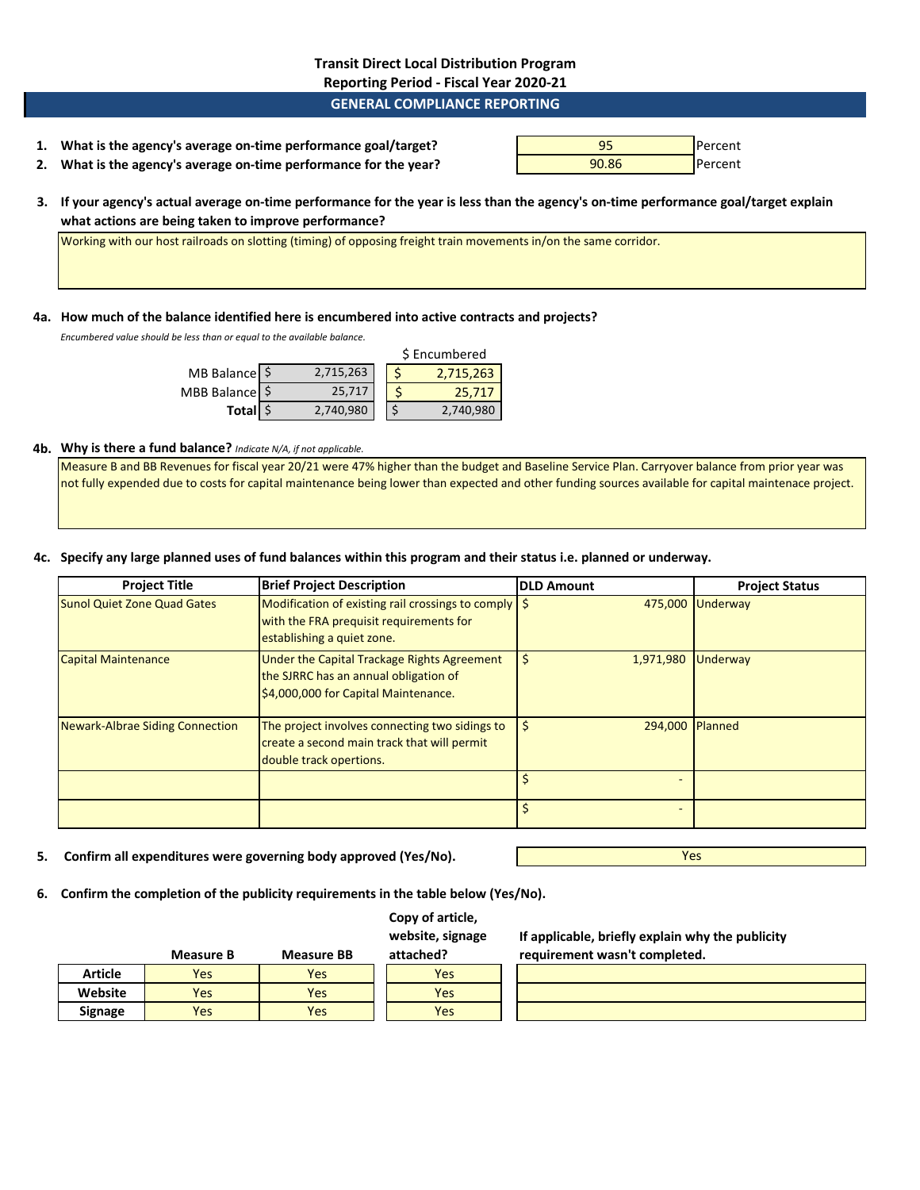# Transit Direct Local Distribution Program

## Reporting Period - Fiscal Year 2020-21

## GENERAL COMPLIANCE REPORTING

1. **What is the agency's average on-time performance goal/target?** 95 Percent
2. **What is the agency's average on-time performance for the year?** 90.86 Percent

3. **If your agency's actual average on-time performance for the year is less than the agency's on-time performance goal/target explain what actions are being taken to improve performance?**

Working with our host railroads on slotting (timing) of opposing freight train movements in/on the same corridor.

**4a. How much of the balance identified here is encumbered into active contracts and projects?**

*Encumbered value should be less than or equal to the available balance.*

| | | $ Encumbered |
|---|---|---|
| MB Balance | $ 2,715,263 | $ 2,715,263 |
| MBB Balance | $ 25,717 | $ 25,717 |
| **Total** | $ 2,740,980 | $ 2,740,980 |

**4b. Why is there a fund balance?** *Indicate N/A, if not applicable.*

Measure B and BB Revenues for fiscal year 20/21 were 47% higher than the budget and Baseline Service Plan. Carryover balance from prior year was not fully expended due to costs for capital maintenance being lower than expected and other funding sources available for capital maintenace project.

**4c. Specify any large planned uses of fund balances within this program and their status i.e. planned or underway.**

| Project Title | Brief Project Description | DLD Amount | Project Status |
|---|---|---|---|
| Sunol Quiet Zone Quad Gates | Modification of existing rail crossings to comply with the FRA prequisit requirements for establishing a quiet zone. | $ 475,000 | Underway |
| Capital Maintenance | Under the Capital Trackage Rights Agreement the SJRRC has an annual obligation of $4,000,000 for Capital Maintenance. | $ 1,971,980 | Underway |
| Newark-Albrae Siding Connection | The project involves connecting two sidings to create a second main track that will permit double track opertions. | $ 294,000 | Planned |
| | | $ - | |
| | | $ - | |

5. **Confirm all expenditures were governing body approved (Yes/No).** Yes

6. **Confirm the completion of the publicity requirements in the table below (Yes/No).**

| | Measure B | Measure BB | Copy of article, website, signage attached? | If applicable, briefly explain why the publicity requirement wasn't completed. |
|---|---|---|---|---|
| **Article** | Yes | Yes | Yes | |
| **Website** | Yes | Yes | Yes | |
| **Signage** | Yes | Yes | Yes | |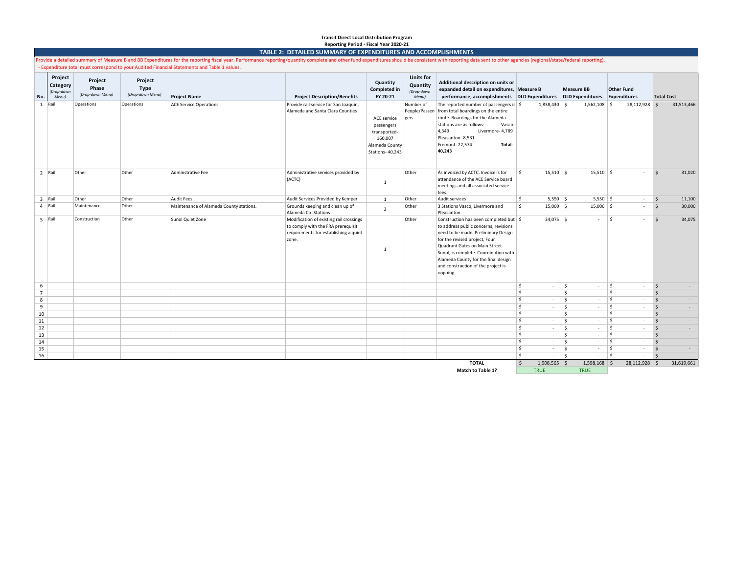**Transit Direct Local Distribution Program**

**Reporting Period - Fiscal Year 2020-21**

## TABLE 2: DETAILED SUMMARY OF EXPENDITURES AND ACCOMPLISHMENTS

Provide a detailed summary of Measure B and BB Expenditures for the reporting fiscal year. Performance reporting/quantity complete and other fund expenditures should be consistent with reporting data sent to other agencies (regional/state/federal reporting).
- Expenditure total must correspond to your Audited Financial Statements and Table 1 values.

| No. | Project Category (Drop-down Menu) | Project Phase (Drop-down Menu) | Project Type (Drop-down Menu) | Project Name | Project Description/Benefits | Quantity Completed in FY 20-21 | Units for Quantity (Drop-down Menu) | Additional description on units or expanded detail on expenditures, performance, accomplishments | Measure B DLD Expenditures | Measure BB DLD Expenditures | Other Fund Expenditures | Total Cost |
|---|---|---|---|---|---|---|---|---|---|---|---|---|
| 1 | Rail | Operations | Operations | ACE Service Operations | Provide rail service for San Joaquin, Alameda and Santa Clara Counties | ACE service passengers transported- 160,007 Alameda County Stations- 40,243 | Number of People/Passengers | The reported number of passengers is from total boardings on the entire route. Boardings for the Alameda stations are as follows: Vasco- 4,349 Livermore- 4,789 Pleasanton- 8,531 Fremont- 22,574 **Total- 40,243** | $ 1,838,430 | $ 1,562,108 | $ 28,112,928 | $ 31,513,466 |
| 2 | Rail | Other | Other | Adminstrative Fee | Administrative services provided by (ACTC) | 1 | Other | As invoiced by ACTC. Invoice is for attendance of the ACE Service board meetings and all associated service fees. | $ 15,510 | $ 15,510 | $ - | $ 31,020 |
| 3 | Rail | Other | Other | Audit Fees | Audit Services Provided by Kemper | 1 | Other | Audit services | $ 5,550 | $ 5,550 | $ - | $ 11,100 |
| 4 | Rail | Maintenance | Other | Maintenance of Alameda County stations. | Grounds keeping and clean up of Alameda Co. Stations | 3 | Other | 3 Stations Vasco, Livermore and Pleasanton | $ 15,000 | $ 15,000 | $ - | $ 30,000 |
| 5 | Rail | Construction | Other | Sunol Quiet Zone | Modification of existing rail crossings to comply with the FRA prerequisit requirements for establishing a quiet zone. | 1 | Other | Construction has been completed but to address public concerns, revisions need to be made. Preliminary Design for the revised project, Four Quadrant Gates on Main Street Sunol, is complete. Coordination with Alameda County for the final design and construction of the project is ongoing. | $ 34,075 | $ - | $ - | $ 34,075 |
| 6 | | | | | | | | | $ - | $ - | $ - | $ - |
| 7 | | | | | | | | | $ - | $ - | $ - | $ - |
| 8 | | | | | | | | | $ - | $ - | $ - | $ - |
| 9 | | | | | | | | | $ - | $ - | $ - | $ - |
| 10 | | | | | | | | | $ - | $ - | $ - | $ - |
| 11 | | | | | | | | | $ - | $ - | $ - | $ - |
| 12 | | | | | | | | | $ - | $ - | $ - | $ - |
| 13 | | | | | | | | | $ - | $ - | $ - | $ - |
| 14 | | | | | | | | | $ - | $ - | $ - | $ - |
| 15 | | | | | | | | | $ - | $ - | $ - | $ - |
| 16 | | | | | | | | | $ - | $ - | $ - | $ - |
| | | | | | | | | **TOTAL** | $ 1,908,565 | $ 1,598,168 | $ 28,112,928 | $ 31,619,661 |
| | | | | | | | | **Match to Table 1?** | TRUE | TRUE | | |